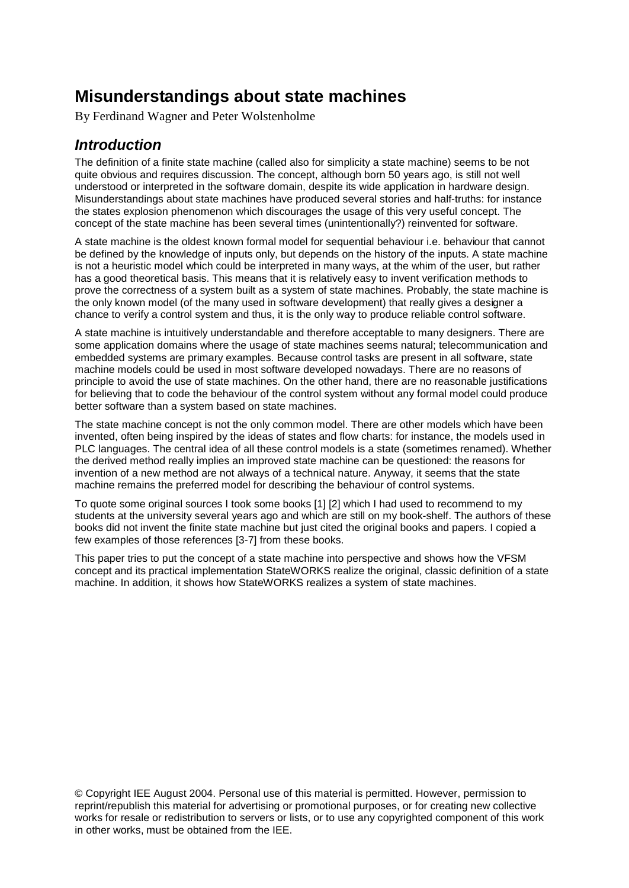# Misunderstandings about state machines

By Ferdinand Wagner and Peter Wolstenholme

## *Introduction*

The definition of a finite state machine (called also for simplicity a state machine) seems to be not quite obvious and requires discussion. The concept, although born 50 years ago, is still not well understood or interpreted in the software domain, despite its wide application in hardware design. Misunderstandings about state machines have produced several stories and half-truths: for instance the states explosion phenomenon which discourages the usage of this very useful concept. The concept of the state machine has been several times (unintentionally?) reinvented for software.

A state machine is the oldest known formal model for sequential behaviour i.e. behaviour that cannot be defined by the knowledge of inputs only, but depends on the history of the inputs. A state machine is not a heuristic model which could be interpreted in many ways, at the whim of the user, but rather has a good theoretical basis. This means that it is relatively easy to invent verification methods to prove the correctness of a system built as a system of state machines. Probably, the state machine is the only known model (of the many used in software development) that really gives a designer a chance to verify a control system and thus, it is the only way to produce reliable control software.

A state machine is intuitively understandable and therefore acceptable to many designers. There are some application domains where the usage of state machines seems natural; telecommunication and embedded systems are primary examples. Because control tasks are present in all software, state machine models could be used in most software developed nowadays. There are no reasons of principle to avoid the use of state machines. On the other hand, there are no reasonable justifications for believing that to code the behaviour of the control system without any formal model could produce better software than a system based on state machines.

The state machine concept is not the only common model. There are other models which have been invented, often being inspired by the ideas of states and flow charts: for instance, the models used in PLC languages. The central idea of all these control models is a state (sometimes renamed). Whether the derived method really implies an improved state machine can be questioned: the reasons for invention of a new method are not always of a technical nature. Anyway, it seems that the state machine remains the preferred model for describing the behaviour of control systems.

To quote some original sources I took some books [1] [2] which I had used to recommend to my students at the university several years ago and which are still on my book-shelf. The authors of these books did not invent the finite state machine but just cited the original books and papers. I copied a few examples of those references [3-7] from these books.

This paper tries to put the concept of a state machine into perspective and shows how the VFSM concept and its practical implementation StateWORKS realize the original, classic definition of a state machine. In addition, it shows how StateWORKS realizes a system of state machines.

© Copyright IEE August 2004. Personal use of this material is permitted. However, permission to reprint/republish this material for advertising or promotional purposes, or for creating new collective works for resale or redistribution to servers or lists, or to use any copyrighted component of this work in other works, must be obtained from the IEE.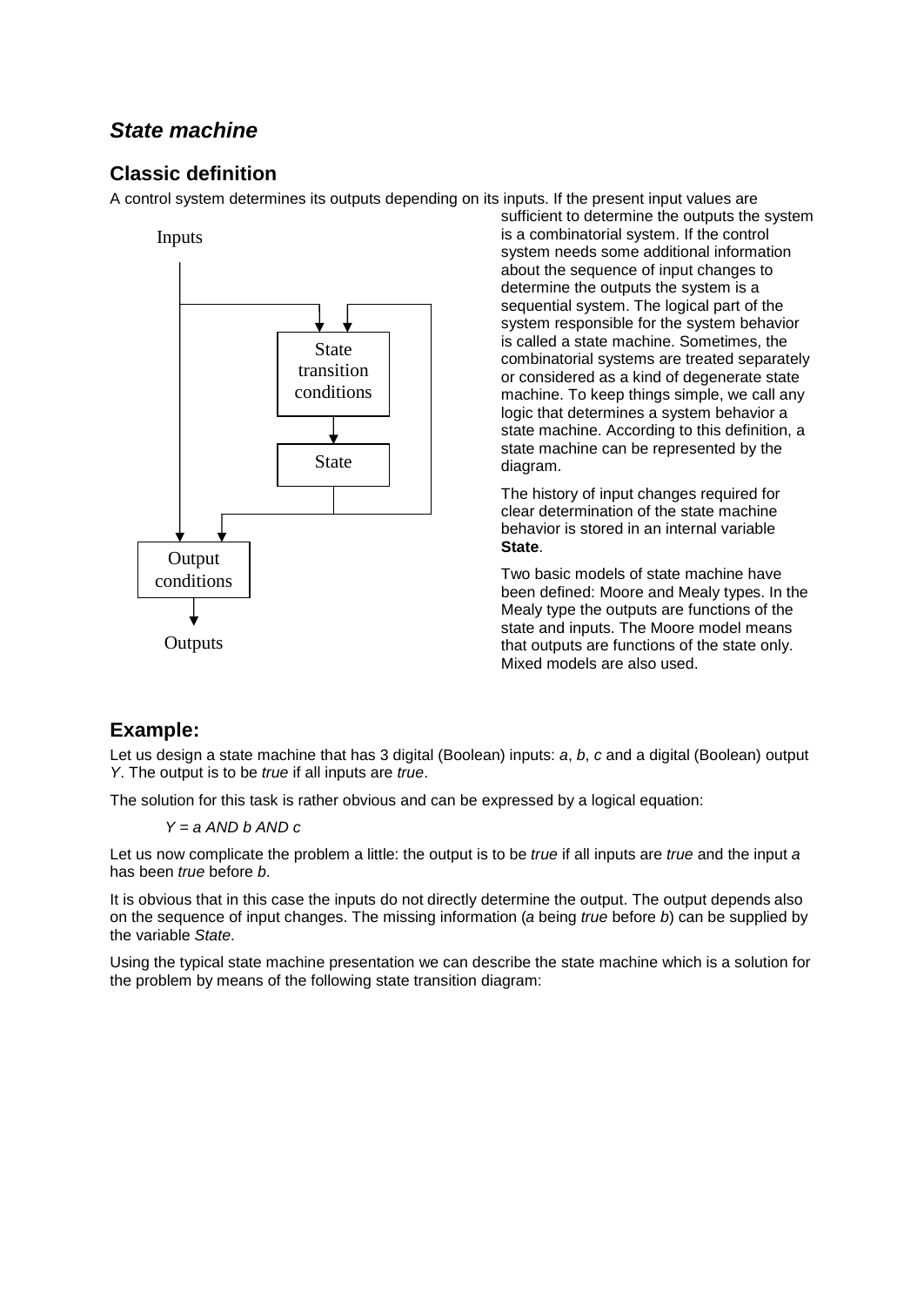## *State machine*

### Classic definition

A control system determines its outputs depending on its inputs. If the present input values are sufficient to determine the outputs the system is a combinatorial system. If the control system needs some additional information about the sequence of input changes to determine the outputs the system is a sequential system. The logical part of the system responsible for the system behavior is called a state machine. Sometimes, the combinatorial systems are treated separately or considered as a kind of degenerate state machine. To keep things simple, we call any logic that determines a system behavior a state machine. According to this definition, a state machine can be represented by the diagram.

The history of input changes required for clear determination of the state machine behavior is stored in an internal variable **State**.

Two basic models of state machine have been defined: Moore and Mealy types. In the Mealy type the outputs are functions of the state and inputs. The Moore model means that outputs are functions of the state only. Mixed models are also used.

### Example:

Let us design a state machine that has 3 digital (Boolean) inputs: *a*, *b*, *c* and a digital (Boolean) output *Y*. The output is to be *true* if all inputs are *true*.

The solution for this task is rather obvious and can be expressed by a logical equation:

*Y = a AND b AND c*

Let us now complicate the problem a little: the output is to be *true* if all inputs are *true* and the input *a* has been *true* before *b*.

It is obvious that in this case the inputs do not directly determine the output. The output depends also on the sequence of input changes. The missing information (*a* being *true* before *b*) can be supplied by the variable *State*.

Using the typical state machine presentation we can describe the state machine which is a solution for the problem by means of the following state transition diagram: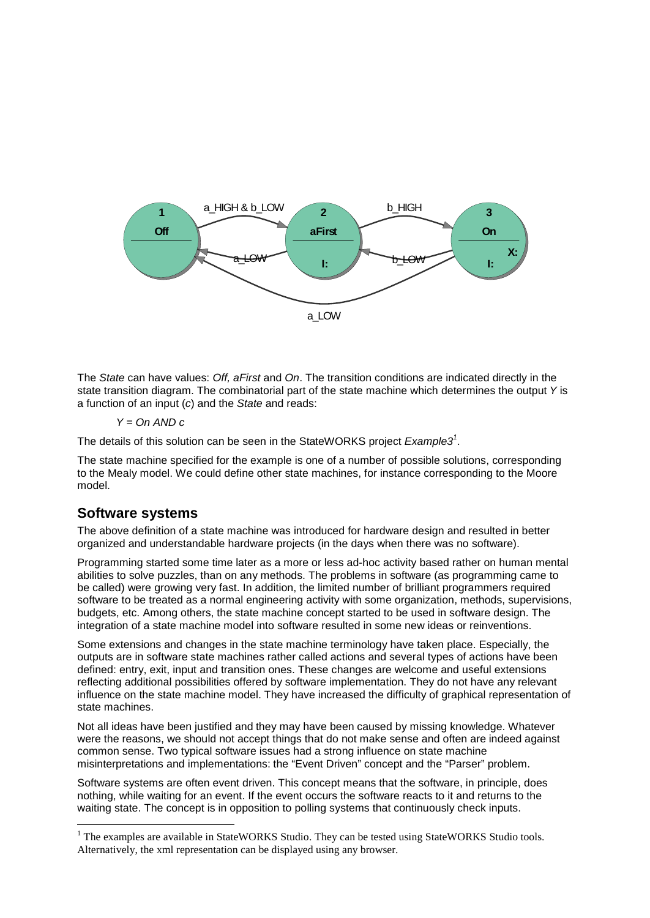The *State* can have values: *Off, aFirst* and *On*. The transition conditions are indicated directly in the state transition diagram. The combinatorial part of the state machine which determines the output *Y* is a function of an input (*c*) and the *State* and reads:

*Y = On AND c*

The details of this solution can be seen in the StateWORKS project *Example3*[1].

The state machine specified for the example is one of a number of possible solutions, corresponding to the Mealy model. We could define other state machines, for instance corresponding to the Moore model.

## Software systems

The above definition of a state machine was introduced for hardware design and resulted in better organized and understandable hardware projects (in the days when there was no software).

Programming started some time later as a more or less ad-hoc activity based rather on human mental abilities to solve puzzles, than on any methods. The problems in software (as programming came to be called) were growing very fast. In addition, the limited number of brilliant programmers required software to be treated as a normal engineering activity with some organization, methods, supervisions, budgets, etc. Among others, the state machine concept started to be used in software design. The integration of a state machine model into software resulted in some new ideas or reinventions.

Some extensions and changes in the state machine terminology have taken place. Especially, the outputs are in software state machines rather called actions and several types of actions have been defined: entry, exit, input and transition ones. These changes are welcome and useful extensions reflecting additional possibilities offered by software implementation. They do not have any relevant influence on the state machine model. They have increased the difficulty of graphical representation of state machines.

Not all ideas have been justified and they may have been caused by missing knowledge. Whatever were the reasons, we should not accept things that do not make sense and often are indeed against common sense. Two typical software issues had a strong influence on state machine misinterpretations and implementations: the "Event Driven" concept and the "Parser" problem.

Software systems are often event driven. This concept means that the software, in principle, does nothing, while waiting for an event. If the event occurs the software reacts to it and returns to the waiting state. The concept is in opposition to polling systems that continuously check inputs.

[1] The examples are available in StateWORKS Studio. They can be tested using StateWORKS Studio tools. Alternatively, the xml representation can be displayed using any browser.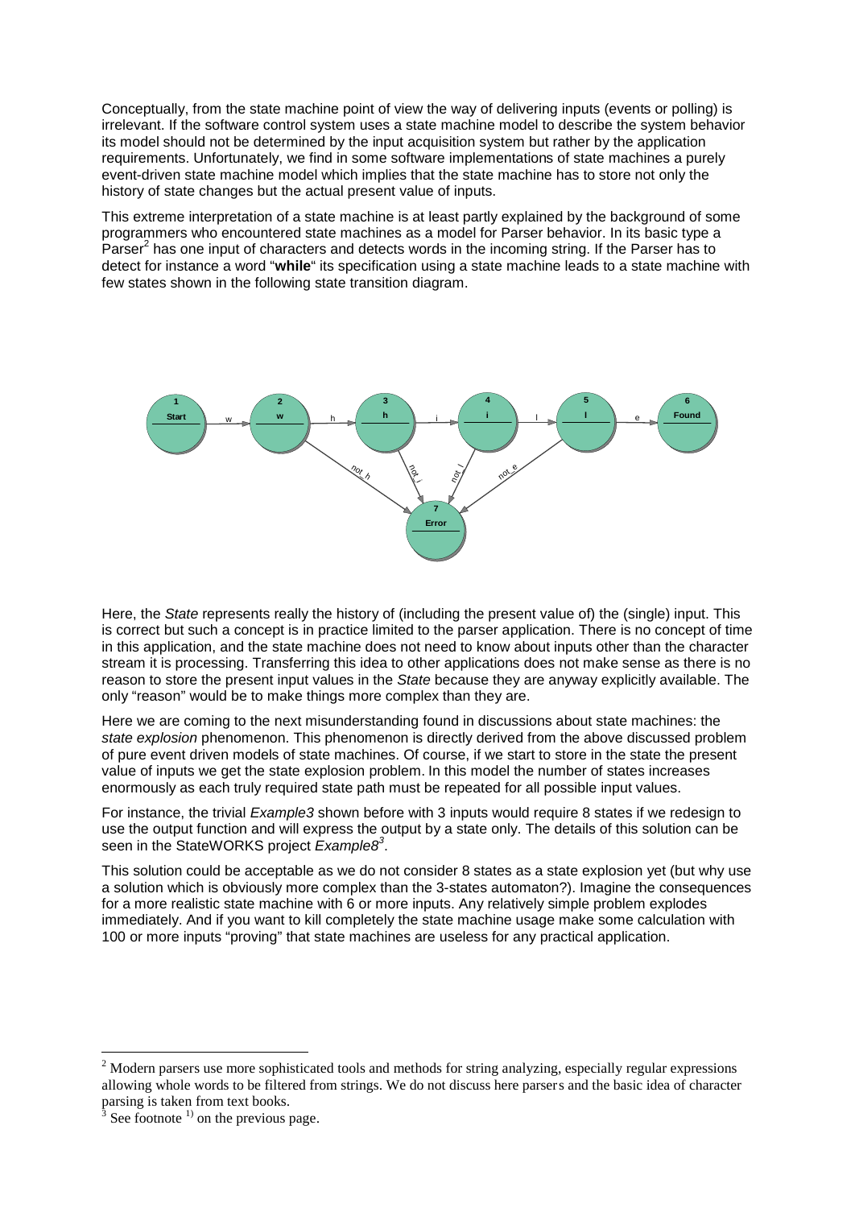Conceptually, from the state machine point of view the way of delivering inputs (events or polling) is irrelevant. If the software control system uses a state machine model to describe the system behavior its model should not be determined by the input acquisition system but rather by the application requirements. Unfortunately, we find in some software implementations of state machines a purely event-driven state machine model which implies that the state machine has to store not only the history of state changes but the actual present value of inputs.

This extreme interpretation of a state machine is at least partly explained by the background of some programmers who encountered state machines as a model for Parser behavior. In its basic type a Parser[2] has one input of characters and detects words in the incoming string. If the Parser has to detect for instance a word "**while**" its specification using a state machine leads to a state machine with few states shown in the following state transition diagram.

Here, the *State* represents really the history of (including the present value of) the (single) input. This is correct but such a concept is in practice limited to the parser application. There is no concept of time in this application, and the state machine does not need to know about inputs other than the character stream it is processing. Transferring this idea to other applications does not make sense as there is no reason to store the present input values in the *State* because they are anyway explicitly available. The only "reason" would be to make things more complex than they are.

Here we are coming to the next misunderstanding found in discussions about state machines: the *state explosion* phenomenon. This phenomenon is directly derived from the above discussed problem of pure event driven models of state machines. Of course, if we start to store in the state the present value of inputs we get the state explosion problem. In this model the number of states increases enormously as each truly required state path must be repeated for all possible input values.

For instance, the trivial *Example3* shown before with 3 inputs would require 8 states if we redesign to use the output function and will express the output by a state only. The details of this solution can be seen in the StateWORKS project *Example8*[3].

This solution could be acceptable as we do not consider 8 states as a state explosion yet (but why use a solution which is obviously more complex than the 3-states automaton?). Imagine the consequences for a more realistic state machine with 6 or more inputs. Any relatively simple problem explodes immediately. And if you want to kill completely the state machine usage make some calculation with 100 or more inputs "proving" that state machines are useless for any practical application.

---

[2] Modern parsers use more sophisticated tools and methods for string analyzing, especially regular expressions allowing whole words to be filtered from strings. We do not discuss here parsers and the basic idea of character parsing is taken from text books.

[3] See footnote [1)] on the previous page.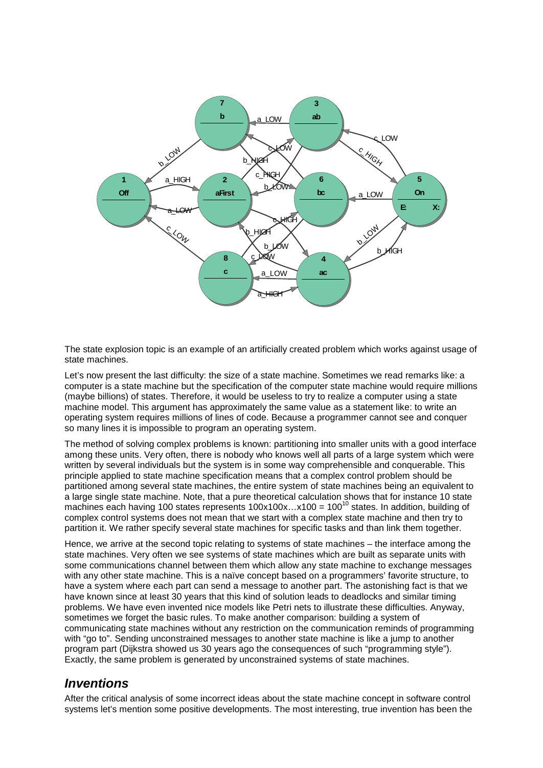The state explosion topic is an example of an artificially created problem which works against usage of state machines.

Let's now present the last difficulty: the size of a state machine. Sometimes we read remarks like: a computer is a state machine but the specification of the computer state machine would require millions (maybe billions) of states. Therefore, it would be useless to try to realize a computer using a state machine model. This argument has approximately the same value as a statement like: to write an operating system requires millions of lines of code. Because a programmer cannot see and conquer so many lines it is impossible to program an operating system.

The method of solving complex problems is known: partitioning into smaller units with a good interface among these units. Very often, there is nobody who knows well all parts of a large system which were written by several individuals but the system is in some way comprehensible and conquerable. This principle applied to state machine specification means that a complex control problem should be partitioned among several state machines, the entire system of state machines being an equivalent to a large single state machine. Note, that a pure theoretical calculation shows that for instance 10 state machines each having 100 states represents $100 \times 100 \times \ldots \times 100 = 100^{10}$ states. In addition, building of complex control systems does not mean that we start with a complex state machine and then try to partition it. We rather specify several state machines for specific tasks and than link them together.

Hence, we arrive at the second topic relating to systems of state machines – the interface among the state machines. Very often we see systems of state machines which are built as separate units with some communications channel between them which allow any state machine to exchange messages with any other state machine. This is a naïve concept based on a programmers' favorite structure, to have a system where each part can send a message to another part. The astonishing fact is that we have known since at least 30 years that this kind of solution leads to deadlocks and similar timing problems. We have even invented nice models like Petri nets to illustrate these difficulties. Anyway, sometimes we forget the basic rules. To make another comparison: building a system of communicating state machines without any restriction on the communication reminds of programming with "go to". Sending unconstrained messages to another state machine is like a jump to another program part (Dijkstra showed us 30 years ago the consequences of such "programming style"). Exactly, the same problem is generated by unconstrained systems of state machines.

## *Inventions*

After the critical analysis of some incorrect ideas about the state machine concept in software control systems let's mention some positive developments. The most interesting, true invention has been the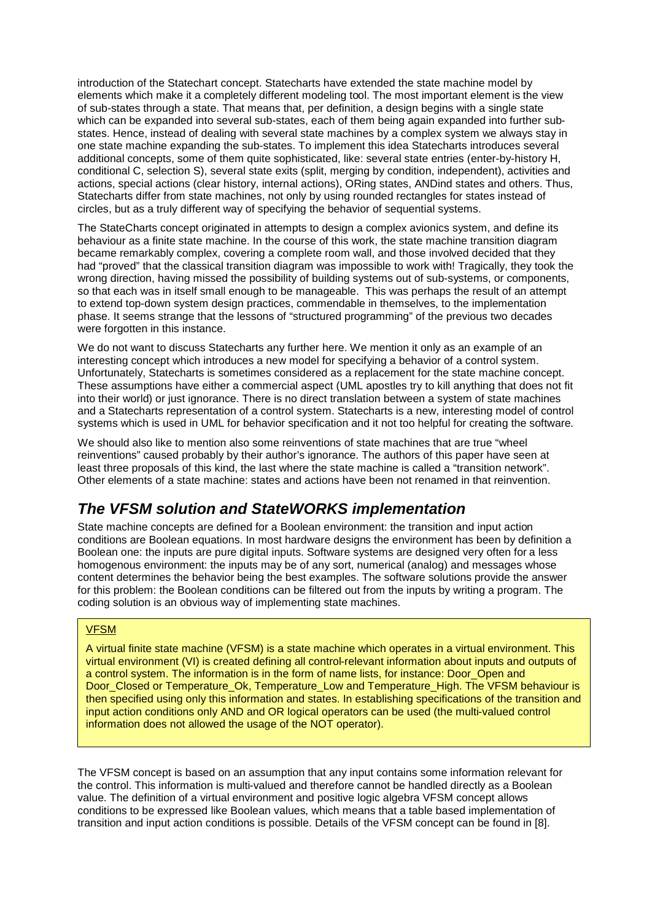introduction of the Statechart concept. Statecharts have extended the state machine model by elements which make it a completely different modeling tool. The most important element is the view of sub-states through a state. That means that, per definition, a design begins with a single state which can be expanded into several sub-states, each of them being again expanded into further sub-states. Hence, instead of dealing with several state machines by a complex system we always stay in one state machine expanding the sub-states. To implement this idea Statecharts introduces several additional concepts, some of them quite sophisticated, like: several state entries (enter-by-history H, conditional C, selection S), several state exits (split, merging by condition, independent), activities and actions, special actions (clear history, internal actions), ORing states, ANDind states and others. Thus, Statecharts differ from state machines, not only by using rounded rectangles for states instead of circles, but as a truly different way of specifying the behavior of sequential systems.

The StateCharts concept originated in attempts to design a complex avionics system, and define its behaviour as a finite state machine. In the course of this work, the state machine transition diagram became remarkably complex, covering a complete room wall, and those involved decided that they had "proved" that the classical transition diagram was impossible to work with! Tragically, they took the wrong direction, having missed the possibility of building systems out of sub-systems, or components, so that each was in itself small enough to be manageable. This was perhaps the result of an attempt to extend top-down system design practices, commendable in themselves, to the implementation phase. It seems strange that the lessons of "structured programming" of the previous two decades were forgotten in this instance.

We do not want to discuss Statecharts any further here. We mention it only as an example of an interesting concept which introduces a new model for specifying a behavior of a control system. Unfortunately, Statecharts is sometimes considered as a replacement for the state machine concept. These assumptions have either a commercial aspect (UML apostles try to kill anything that does not fit into their world) or just ignorance. There is no direct translation between a system of state machines and a Statecharts representation of a control system. Statecharts is a new, interesting model of control systems which is used in UML for behavior specification and it not too helpful for creating the software.

We should also like to mention also some reinventions of state machines that are true "wheel reinventions" caused probably by their author's ignorance. The authors of this paper have seen at least three proposals of this kind, the last where the state machine is called a "transition network". Other elements of a state machine: states and actions have been not renamed in that reinvention.

## *The VFSM solution and StateWORKS implementation*

State machine concepts are defined for a Boolean environment: the transition and input action conditions are Boolean equations. In most hardware designs the environment has been by definition a Boolean one: the inputs are pure digital inputs. Software systems are designed very often for a less homogenous environment: the inputs may be of any sort, numerical (analog) and messages whose content determines the behavior being the best examples. The software solutions provide the answer for this problem: the Boolean conditions can be filtered out from the inputs by writing a program. The coding solution is an obvious way of implementing state machines.

> VFSM
>
> A virtual finite state machine (VFSM) is a state machine which operates in a virtual environment. This virtual environment (VI) is created defining all control-relevant information about inputs and outputs of a control system. The information is in the form of name lists, for instance: Door_Open and Door_Closed or Temperature_Ok, Temperature_Low and Temperature_High. The VFSM behaviour is then specified using only this information and states. In establishing specifications of the transition and input action conditions only AND and OR logical operators can be used (the multi-valued control information does not allowed the usage of the NOT operator).

The VFSM concept is based on an assumption that any input contains some information relevant for the control. This information is multi-valued and therefore cannot be handled directly as a Boolean value. The definition of a virtual environment and positive logic algebra VFSM concept allows conditions to be expressed like Boolean values, which means that a table based implementation of transition and input action conditions is possible. Details of the VFSM concept can be found in [8].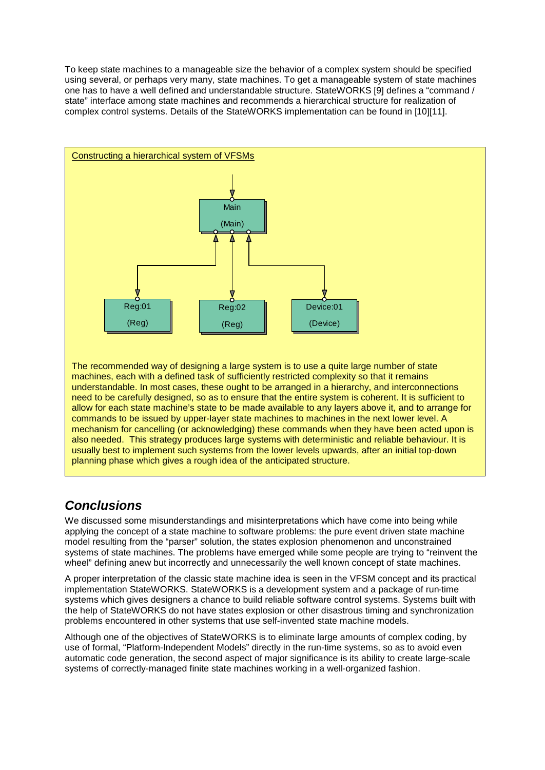To keep state machines to a manageable size the behavior of a complex system should be specified using several, or perhaps very many, state machines. To get a manageable system of state machines one has to have a well defined and understandable structure. StateWORKS [9] defines a “command / state” interface among state machines and recommends a hierarchical structure for realization of complex control systems. Details of the StateWORKS implementation can be found in [10][11].

Constructing a hierarchical system of VFSMs

Main

(Main)

Reg:01

(Reg)

Reg:02

(Reg)

Device:01

(Device)

The recommended way of designing a large system is to use a quite large number of state machines, each with a defined task of sufficiently restricted complexity so that it remains understandable. In most cases, these ought to be arranged in a hierarchy, and interconnections need to be carefully designed, so as to ensure that the entire system is coherent. It is sufficient to allow for each state machine’s state to be made available to any layers above it, and to arrange for commands to be issued by upper-layer state machines to machines in the next lower level. A mechanism for cancelling (or acknowledging) these commands when they have been acted upon is also needed. This strategy produces large systems with deterministic and reliable behaviour. It is usually best to implement such systems from the lower levels upwards, after an initial top-down planning phase which gives a rough idea of the anticipated structure.

## *Conclusions*

We discussed some misunderstandings and misinterpretations which have come into being while applying the concept of a state machine to software problems: the pure event driven state machine model resulting from the “parser” solution, the states explosion phenomenon and unconstrained systems of state machines. The problems have emerged while some people are trying to “reinvent the wheel” defining anew but incorrectly and unnecessarily the well known concept of state machines.

A proper interpretation of the classic state machine idea is seen in the VFSM concept and its practical implementation StateWORKS. StateWORKS is a development system and a package of run-time systems which gives designers a chance to build reliable software control systems. Systems built with the help of StateWORKS do not have states explosion or other disastrous timing and synchronization problems encountered in other systems that use self-invented state machine models.

Although one of the objectives of StateWORKS is to eliminate large amounts of complex coding, by use of formal, “Platform-Independent Models” directly in the run-time systems, so as to avoid even automatic code generation, the second aspect of major significance is its ability to create large-scale systems of correctly-managed finite state machines working in a well-organized fashion.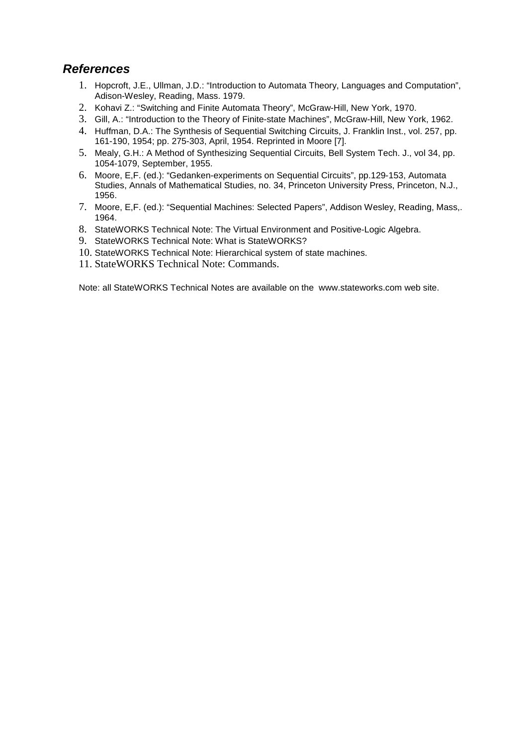## *References*

1. Hopcroft, J.E., Ullman, J.D.: "Introduction to Automata Theory, Languages and Computation", Adison-Wesley, Reading, Mass. 1979.
2. Kohavi Z.: "Switching and Finite Automata Theory", McGraw-Hill, New York, 1970.
3. Gill, A.: "Introduction to the Theory of Finite-state Machines", McGraw-Hill, New York, 1962.
4. Huffman, D.A.: The Synthesis of Sequential Switching Circuits, J. Franklin Inst., vol. 257, pp. 161-190, 1954; pp. 275-303, April, 1954. Reprinted in Moore [7].
5. Mealy, G.H.: A Method of Synthesizing Sequential Circuits, Bell System Tech. J., vol 34, pp. 1054-1079, September, 1955.
6. Moore, E,F. (ed.): "Gedanken-experiments on Sequential Circuits", pp.129-153, Automata Studies, Annals of Mathematical Studies, no. 34, Princeton University Press, Princeton, N.J., 1956.
7. Moore, E,F. (ed.): "Sequential Machines: Selected Papers", Addison Wesley, Reading, Mass,. 1964.
8. StateWORKS Technical Note: The Virtual Environment and Positive-Logic Algebra.
9. StateWORKS Technical Note: What is StateWORKS?
10. StateWORKS Technical Note: Hierarchical system of state machines.
11. StateWORKS Technical Note: Commands.

Note: all StateWORKS Technical Notes are available on the www.stateworks.com web site.